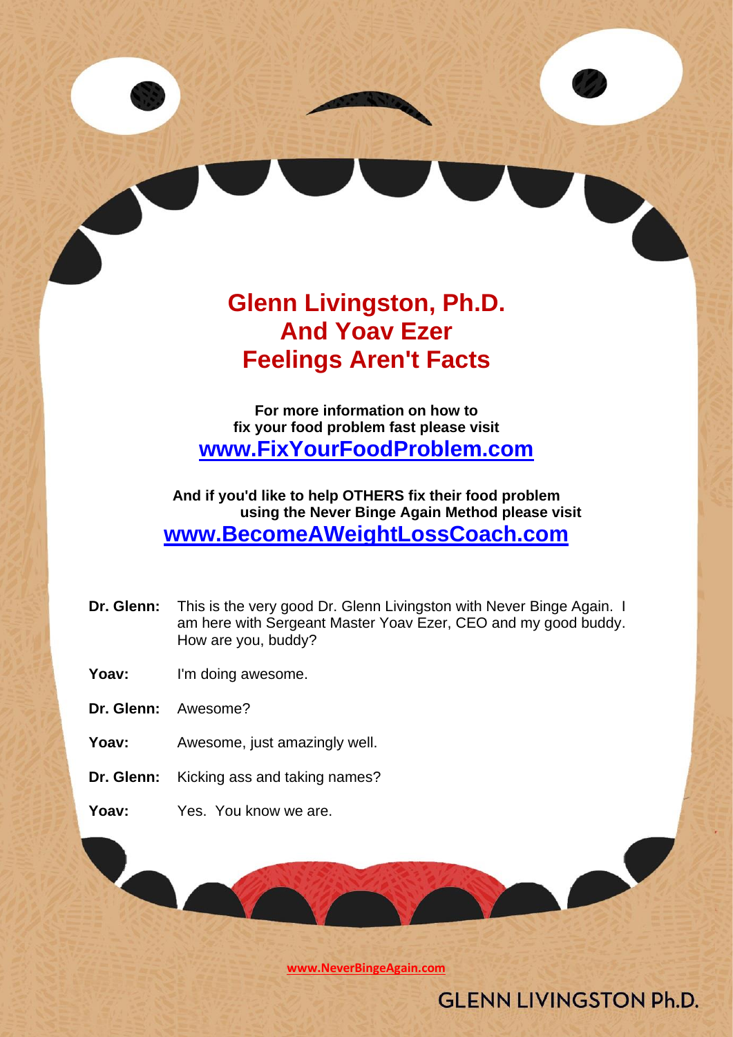# Glenn Livingston, Ph.D.
# And Yoav Ezer
# Feelings Aren't Facts

**For more information on how to fix your food problem fast please visit**
**www.FixYourFoodProblem.com**

**And if you'd like to help OTHERS fix their food problem using the Never Binge Again Method please visit**
**www.BecomeAWeightLossCoach.com**

**Dr. Glenn:** This is the very good Dr. Glenn Livingston with Never Binge Again. I am here with Sergeant Master Yoav Ezer, CEO and my good buddy. How are you, buddy?

**Yoav:** I'm doing awesome.

**Dr. Glenn:** Awesome?

**Yoav:** Awesome, just amazingly well.

**Dr. Glenn:** Kicking ass and taking names?

**Yoav:** Yes. You know we are.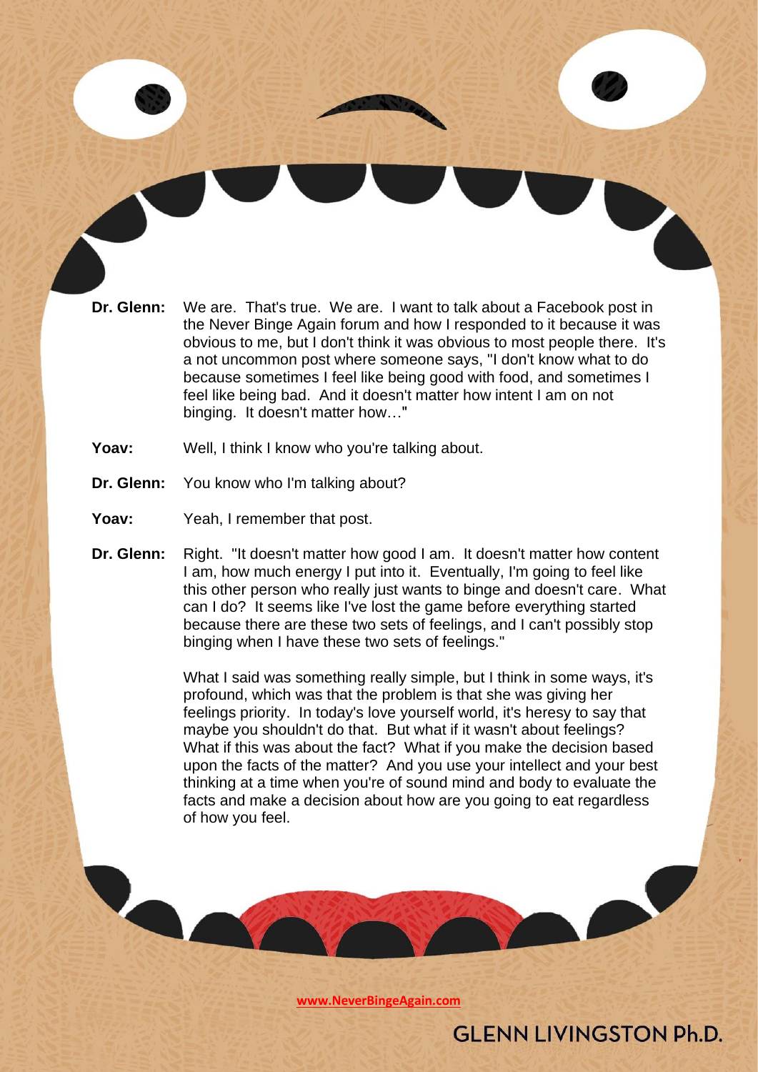**Dr. Glenn:** We are. That's true. We are. I want to talk about a Facebook post in the Never Binge Again forum and how I responded to it because it was obvious to me, but I don't think it was obvious to most people there. It's a not uncommon post where someone says, "I don't know what to do because sometimes I feel like being good with food, and sometimes I feel like being bad. And it doesn't matter how intent I am on not binging. It doesn't matter how…"

**Yoav:** Well, I think I know who you're talking about.

**Dr. Glenn:** You know who I'm talking about?

**Yoav:** Yeah, I remember that post.

**Dr. Glenn:** Right. "It doesn't matter how good I am. It doesn't matter how content I am, how much energy I put into it. Eventually, I'm going to feel like this other person who really just wants to binge and doesn't care. What can I do? It seems like I've lost the game before everything started because there are these two sets of feelings, and I can't possibly stop binging when I have these two sets of feelings."

What I said was something really simple, but I think in some ways, it's profound, which was that the problem is that she was giving her feelings priority. In today's love yourself world, it's heresy to say that maybe you shouldn't do that. But what if it wasn't about feelings? What if this was about the fact? What if you make the decision based upon the facts of the matter? And you use your intellect and your best thinking at a time when you're of sound mind and body to evaluate the facts and make a decision about how are you going to eat regardless of how you feel.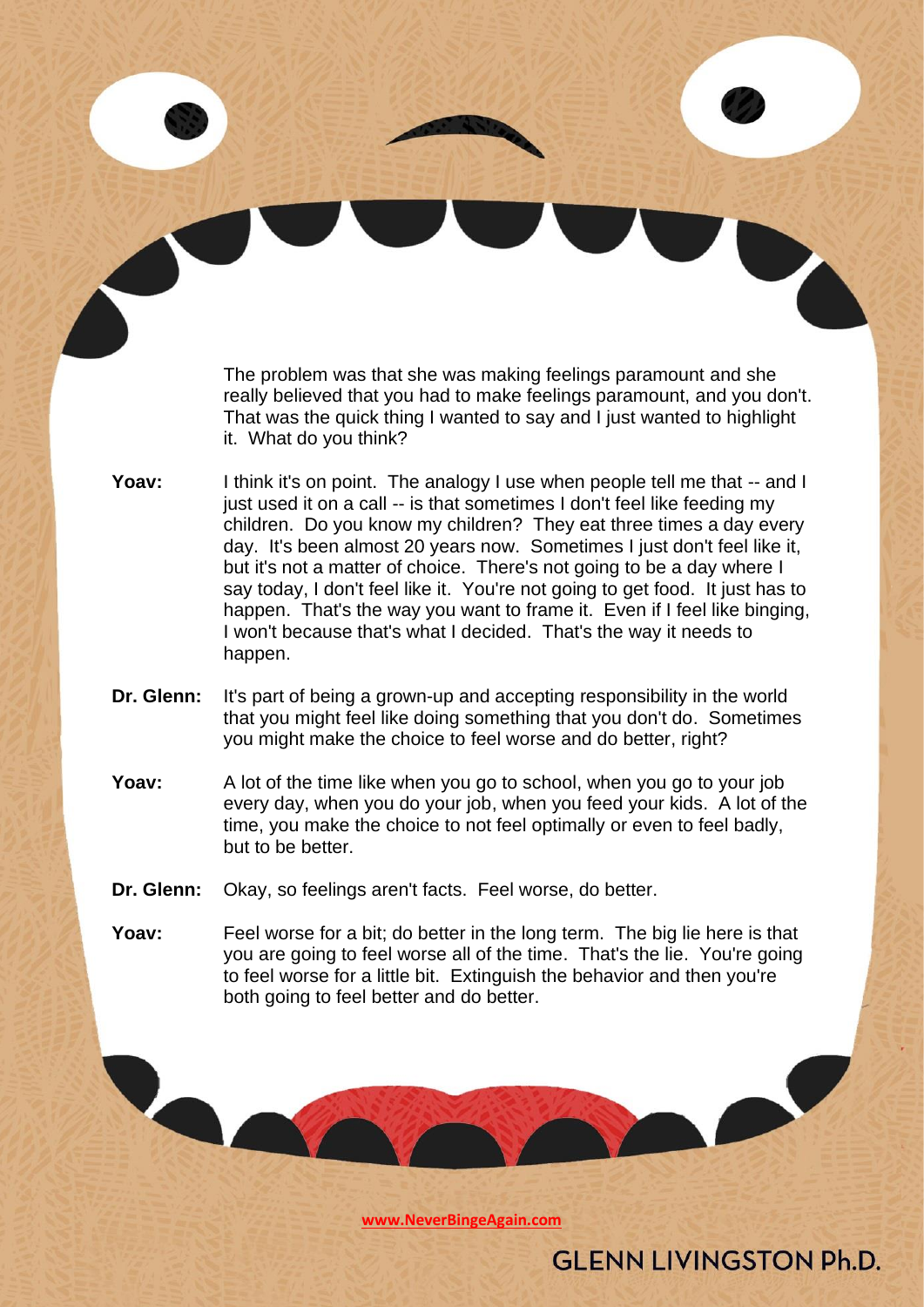The problem was that she was making feelings paramount and she really believed that you had to make feelings paramount, and you don't. That was the quick thing I wanted to say and I just wanted to highlight it. What do you think?

**Yoav:** I think it's on point. The analogy I use when people tell me that -- and I just used it on a call -- is that sometimes I don't feel like feeding my children. Do you know my children? They eat three times a day every day. It's been almost 20 years now. Sometimes I just don't feel like it, but it's not a matter of choice. There's not going to be a day where I say today, I don't feel like it. You're not going to get food. It just has to happen. That's the way you want to frame it. Even if I feel like binging, I won't because that's what I decided. That's the way it needs to happen.

**Dr. Glenn:** It's part of being a grown-up and accepting responsibility in the world that you might feel like doing something that you don't do. Sometimes you might make the choice to feel worse and do better, right?

**Yoav:** A lot of the time like when you go to school, when you go to your job every day, when you do your job, when you feed your kids. A lot of the time, you make the choice to not feel optimally or even to feel badly, but to be better.

**Dr. Glenn:** Okay, so feelings aren't facts. Feel worse, do better.

**Yoav:** Feel worse for a bit; do better in the long term. The big lie here is that you are going to feel worse all of the time. That's the lie. You're going to feel worse for a little bit. Extinguish the behavior and then you're both going to feel better and do better.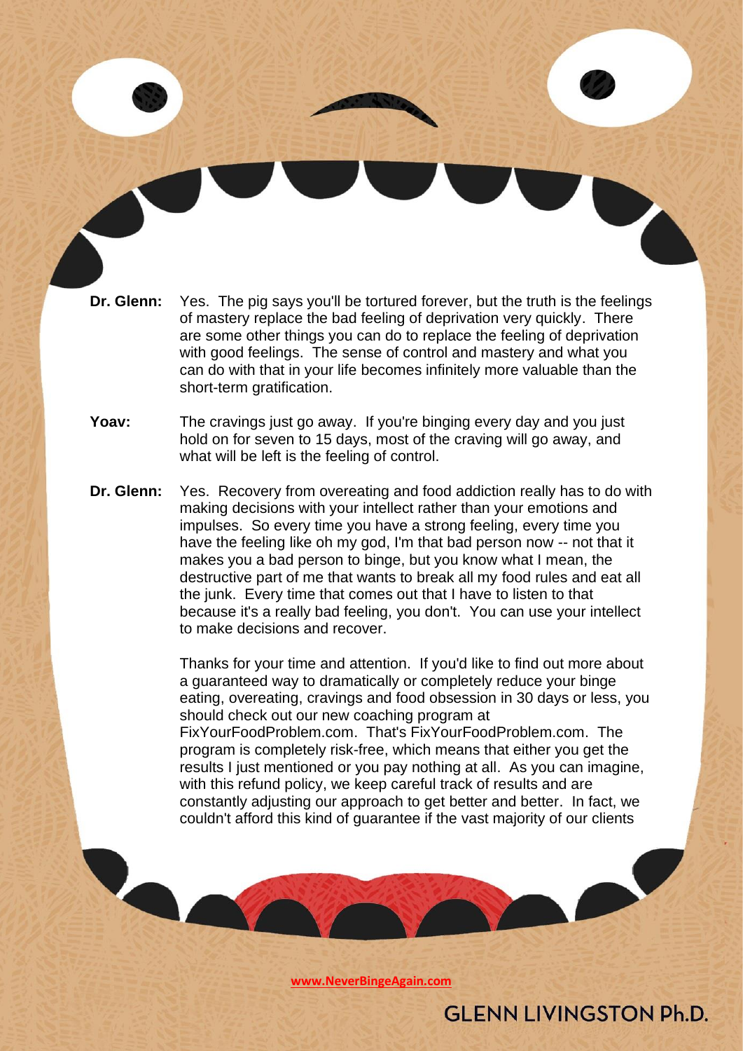**Dr. Glenn:** Yes. The pig says you'll be tortured forever, but the truth is the feelings of mastery replace the bad feeling of deprivation very quickly. There are some other things you can do to replace the feeling of deprivation with good feelings. The sense of control and mastery and what you can do with that in your life becomes infinitely more valuable than the short-term gratification.

**Yoav:** The cravings just go away. If you're binging every day and you just hold on for seven to 15 days, most of the craving will go away, and what will be left is the feeling of control.

**Dr. Glenn:** Yes. Recovery from overeating and food addiction really has to do with making decisions with your intellect rather than your emotions and impulses. So every time you have a strong feeling, every time you have the feeling like oh my god, I'm that bad person now -- not that it makes you a bad person to binge, but you know what I mean, the destructive part of me that wants to break all my food rules and eat all the junk. Every time that comes out that I have to listen to that because it's a really bad feeling, you don't. You can use your intellect to make decisions and recover.

Thanks for your time and attention. If you'd like to find out more about a guaranteed way to dramatically or completely reduce your binge eating, overeating, cravings and food obsession in 30 days or less, you should check out our new coaching program at FixYourFoodProblem.com. That's FixYourFoodProblem.com. The program is completely risk-free, which means that either you get the results I just mentioned or you pay nothing at all. As you can imagine, with this refund policy, we keep careful track of results and are constantly adjusting our approach to get better and better. In fact, we couldn't afford this kind of guarantee if the vast majority of our clients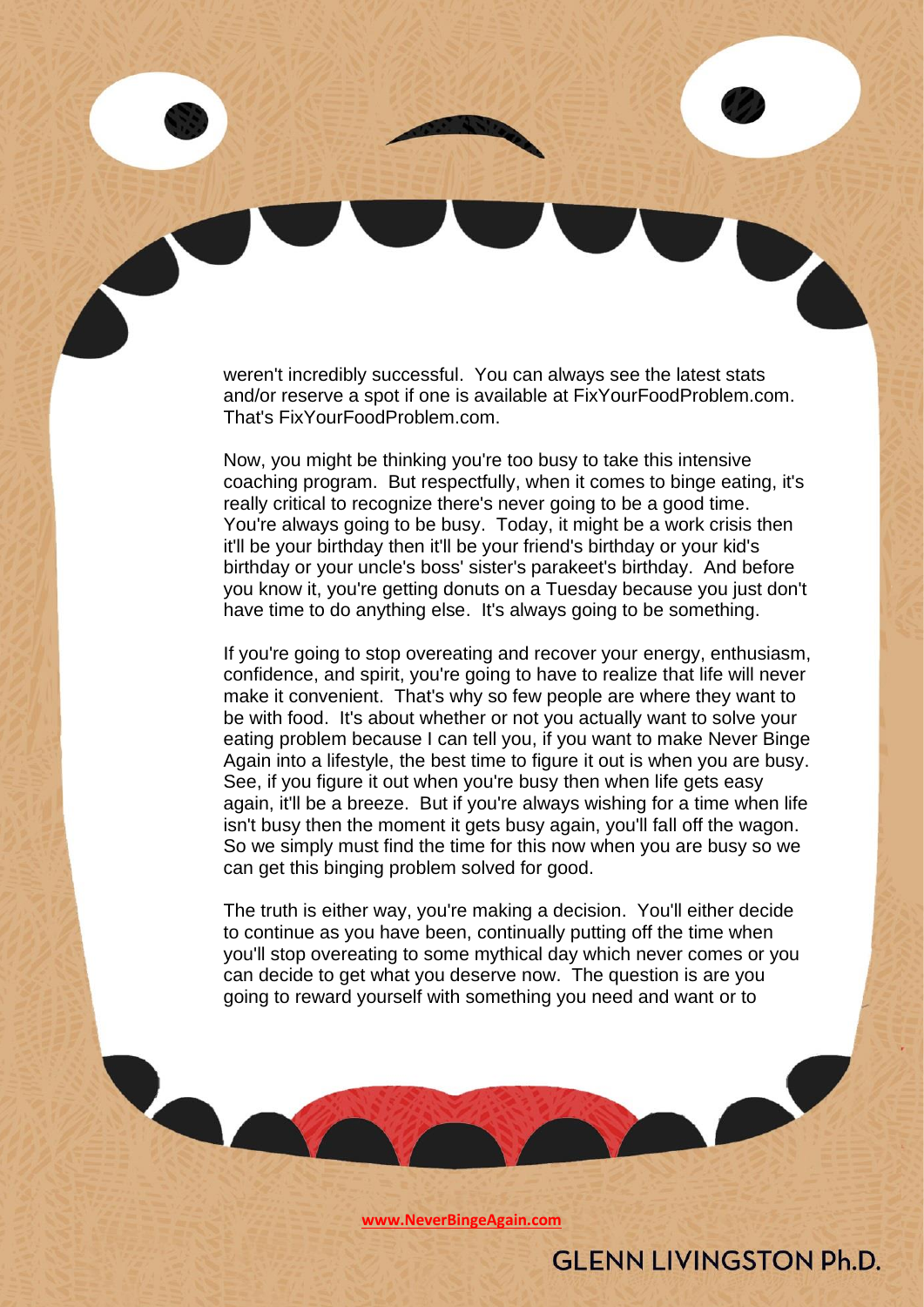weren't incredibly successful. You can always see the latest stats and/or reserve a spot if one is available at FixYourFoodProblem.com. That's FixYourFoodProblem.com.

Now, you might be thinking you're too busy to take this intensive coaching program. But respectfully, when it comes to binge eating, it's really critical to recognize there's never going to be a good time. You're always going to be busy. Today, it might be a work crisis then it'll be your birthday then it'll be your friend's birthday or your kid's birthday or your uncle's boss' sister's parakeet's birthday. And before you know it, you're getting donuts on a Tuesday because you just don't have time to do anything else. It's always going to be something.

If you're going to stop overeating and recover your energy, enthusiasm, confidence, and spirit, you're going to have to realize that life will never make it convenient. That's why so few people are where they want to be with food. It's about whether or not you actually want to solve your eating problem because I can tell you, if you want to make Never Binge Again into a lifestyle, the best time to figure it out is when you are busy. See, if you figure it out when you're busy then when life gets easy again, it'll be a breeze. But if you're always wishing for a time when life isn't busy then the moment it gets busy again, you'll fall off the wagon. So we simply must find the time for this now when you are busy so we can get this binging problem solved for good.

The truth is either way, you're making a decision. You'll either decide to continue as you have been, continually putting off the time when you'll stop overeating to some mythical day which never comes or you can decide to get what you deserve now. The question is are you going to reward yourself with something you need and want or to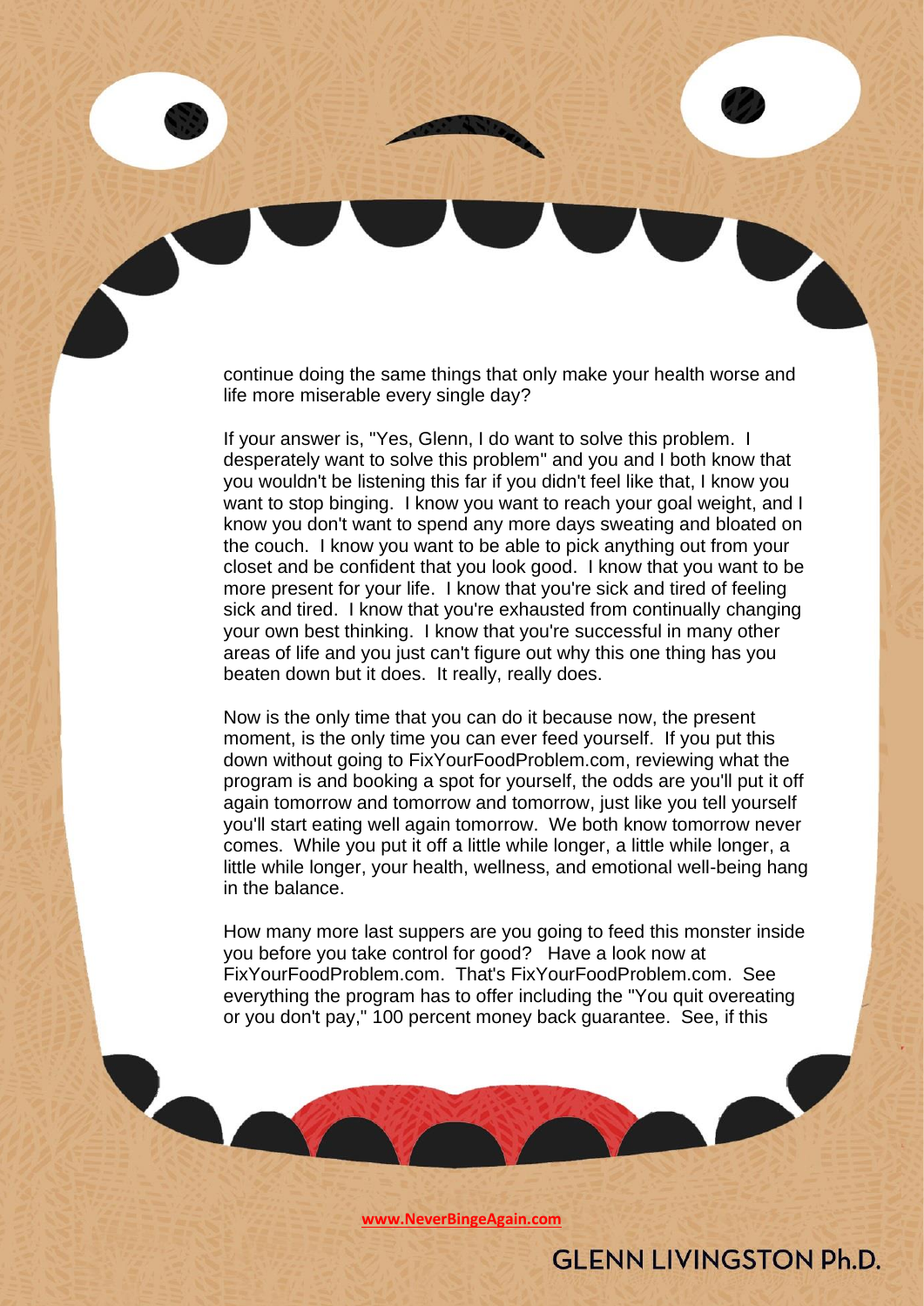continue doing the same things that only make your health worse and life more miserable every single day?

If your answer is, "Yes, Glenn, I do want to solve this problem. I desperately want to solve this problem" and you and I both know that you wouldn't be listening this far if you didn't feel like that, I know you want to stop binging. I know you want to reach your goal weight, and I know you don't want to spend any more days sweating and bloated on the couch. I know you want to be able to pick anything out from your closet and be confident that you look good. I know that you want to be more present for your life. I know that you're sick and tired of feeling sick and tired. I know that you're exhausted from continually changing your own best thinking. I know that you're successful in many other areas of life and you just can't figure out why this one thing has you beaten down but it does. It really, really does.

Now is the only time that you can do it because now, the present moment, is the only time you can ever feed yourself. If you put this down without going to FixYourFoodProblem.com, reviewing what the program is and booking a spot for yourself, the odds are you'll put it off again tomorrow and tomorrow and tomorrow, just like you tell yourself you'll start eating well again tomorrow. We both know tomorrow never comes. While you put it off a little while longer, a little while longer, a little while longer, your health, wellness, and emotional well-being hang in the balance.

How many more last suppers are you going to feed this monster inside you before you take control for good? Have a look now at FixYourFoodProblem.com. That's FixYourFoodProblem.com. See everything the program has to offer including the "You quit overeating or you don't pay," 100 percent money back guarantee. See, if this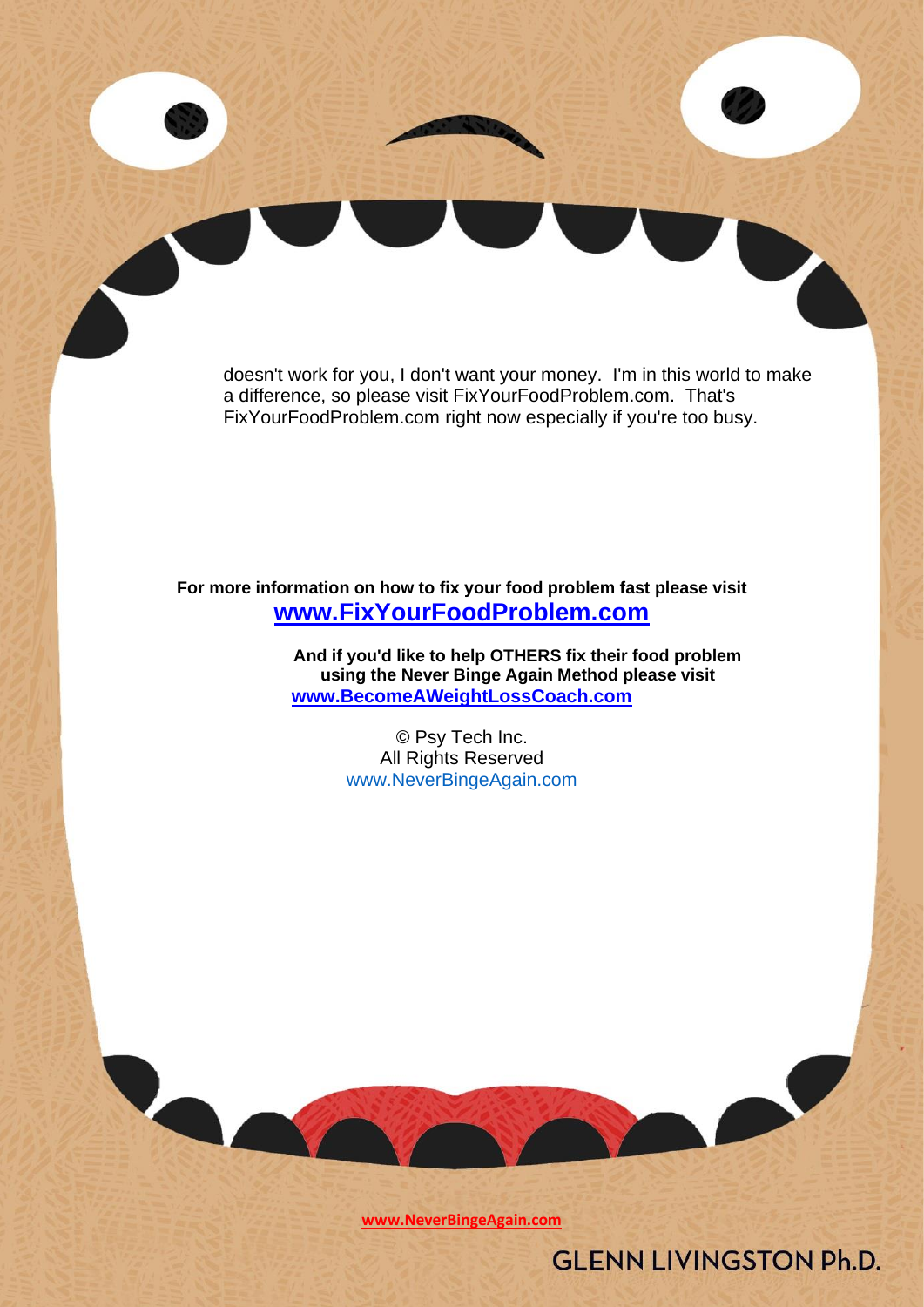doesn't work for you, I don't want your money. I'm in this world to make a difference, so please visit FixYourFoodProblem.com. That's FixYourFoodProblem.com right now especially if you're too busy.

**For more information on how to fix your food problem fast please visit**
**[www.FixYourFoodProblem.com](http://www.FixYourFoodProblem.com)**

**And if you'd like to help OTHERS fix their food problem using the Never Binge Again Method please visit**
**[www.BecomeAWeightLossCoach.com](http://www.BecomeAWeightLossCoach.com)**

© Psy Tech Inc.
All Rights Reserved
[www.NeverBingeAgain.com](http://www.NeverBingeAgain.com)